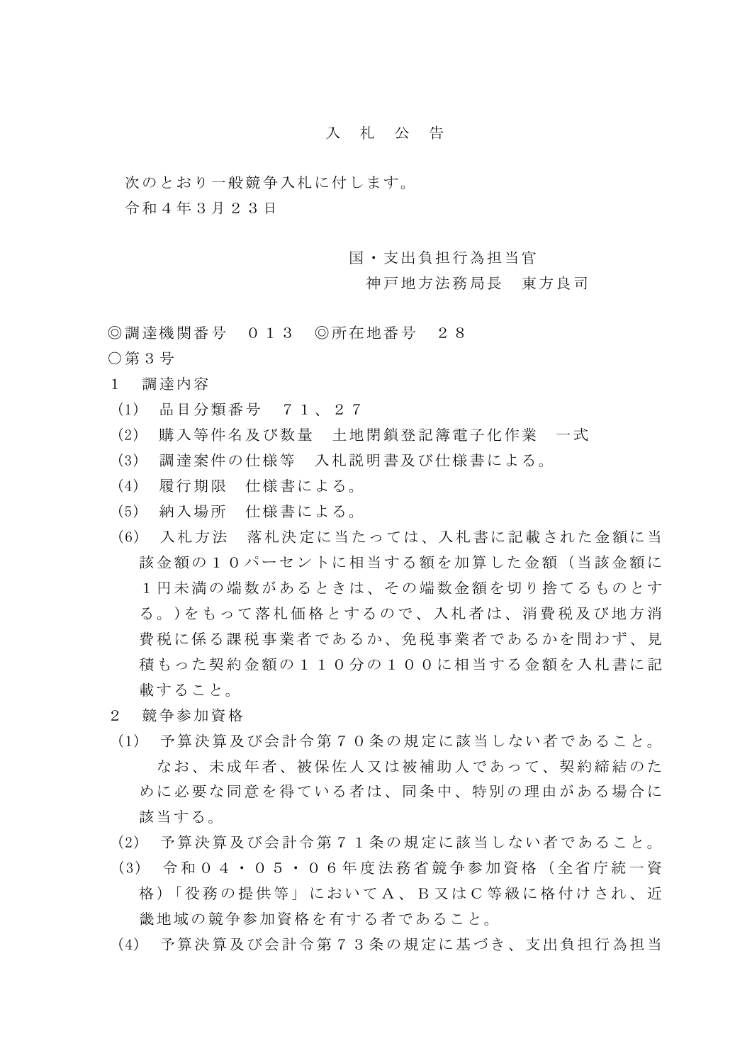# 入　札　公　告

次のとおり一般競争入札に付します。

令和４年３月２３日

国・支出負担行為担当官
神戸地方法務局長　東方良司

◎調達機関番号　０１３　◎所在地番号　２８

○第３号

１　調達内容

(1)　品目分類番号　７１、２７

(2)　購入等件名及び数量　土地閉鎖登記簿電子化作業　一式

(3)　調達案件の仕様等　入札説明書及び仕様書による。

(4)　履行期限　仕様書による。

(5)　納入場所　仕様書による。

(6)　入札方法　落札決定に当たっては、入札書に記載された金額に当該金額の１０パーセントに相当する額を加算した金額（当該金額に１円未満の端数があるときは、その端数金額を切り捨てるものとする。)をもって落札価格とするので、入札者は、消費税及び地方消費税に係る課税事業者であるか、免税事業者であるかを問わず、見積もった契約金額の１１０分の１００に相当する金額を入札書に記載すること。

２　競争参加資格

(1)　予算決算及び会計令第７０条の規定に該当しない者であること。
なお、未成年者、被保佐人又は被補助人であって、契約締結のために必要な同意を得ている者は、同条中、特別の理由がある場合に該当する。

(2)　予算決算及び会計令第７１条の規定に該当しない者であること。

(3)　令和０４・０５・０６年度法務省競争参加資格（全省庁統一資格）「役務の提供等」においてＡ、Ｂ又はＣ等級に格付けされ、近畿地域の競争参加資格を有する者であること。

(4)　予算決算及び会計令第７３条の規定に基づき、支出負担行為担当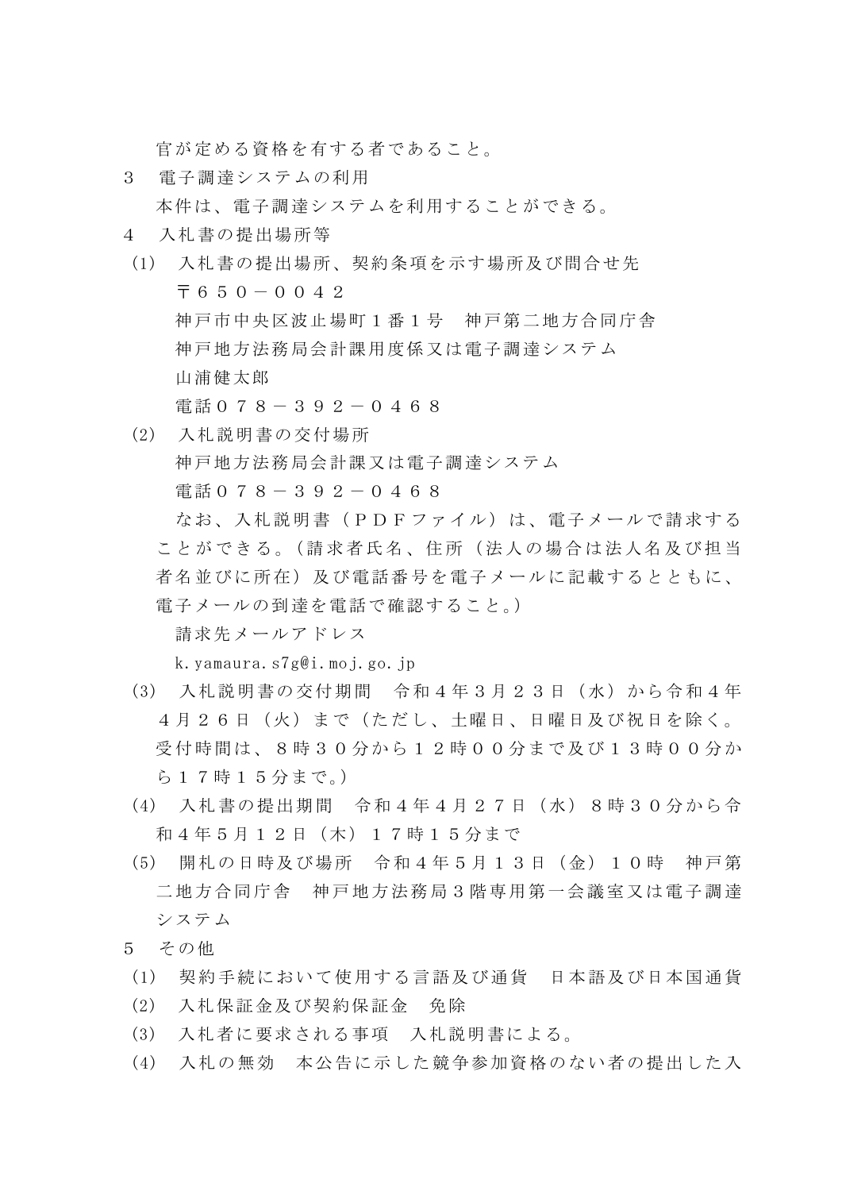官が定める資格を有する者であること。

3　電子調達システムの利用

本件は、電子調達システムを利用することができる。

4　入札書の提出場所等

(1)　入札書の提出場所、契約条項を示す場所及び問合せ先

〒６５０－００４２
神戸市中央区波止場町１番１号　神戸第二地方合同庁舎
神戸地方法務局会計課用度係又は電子調達システム
山浦健太郎
電話０７８－３９２－０４６８

(2)　入札説明書の交付場所

神戸地方法務局会計課又は電子調達システム
電話０７８－３９２－０４６８

なお、入札説明書（ＰＤＦファイル）は、電子メールで請求することができる。（請求者氏名、住所（法人の場合は法人名及び担当者名並びに所在）及び電話番号を電子メールに記載するとともに、電子メールの到達を電話で確認すること。）

請求先メールアドレス
k.yamaura.s7g@i.moj.go.jp

(3)　入札説明書の交付期間　令和４年３月２３日（水）から令和４年４月２６日（火）まで（ただし、土曜日、日曜日及び祝日を除く。受付時間は、８時３０分から１２時００分まで及び１３時００分から１７時１５分まで。）

(4)　入札書の提出期間　令和４年４月２７日（水）８時３０分から令和４年５月１２日（木）１７時１５分まで

(5)　開札の日時及び場所　令和４年５月１３日（金）１０時　神戸第二地方合同庁舎　神戸地方法務局３階専用第一会議室又は電子調達システム

5　その他

(1)　契約手続において使用する言語及び通貨　日本語及び日本国通貨

(2)　入札保証金及び契約保証金　免除

(3)　入札者に要求される事項　入札説明書による。

(4)　入札の無効　本公告に示した競争参加資格のない者の提出した入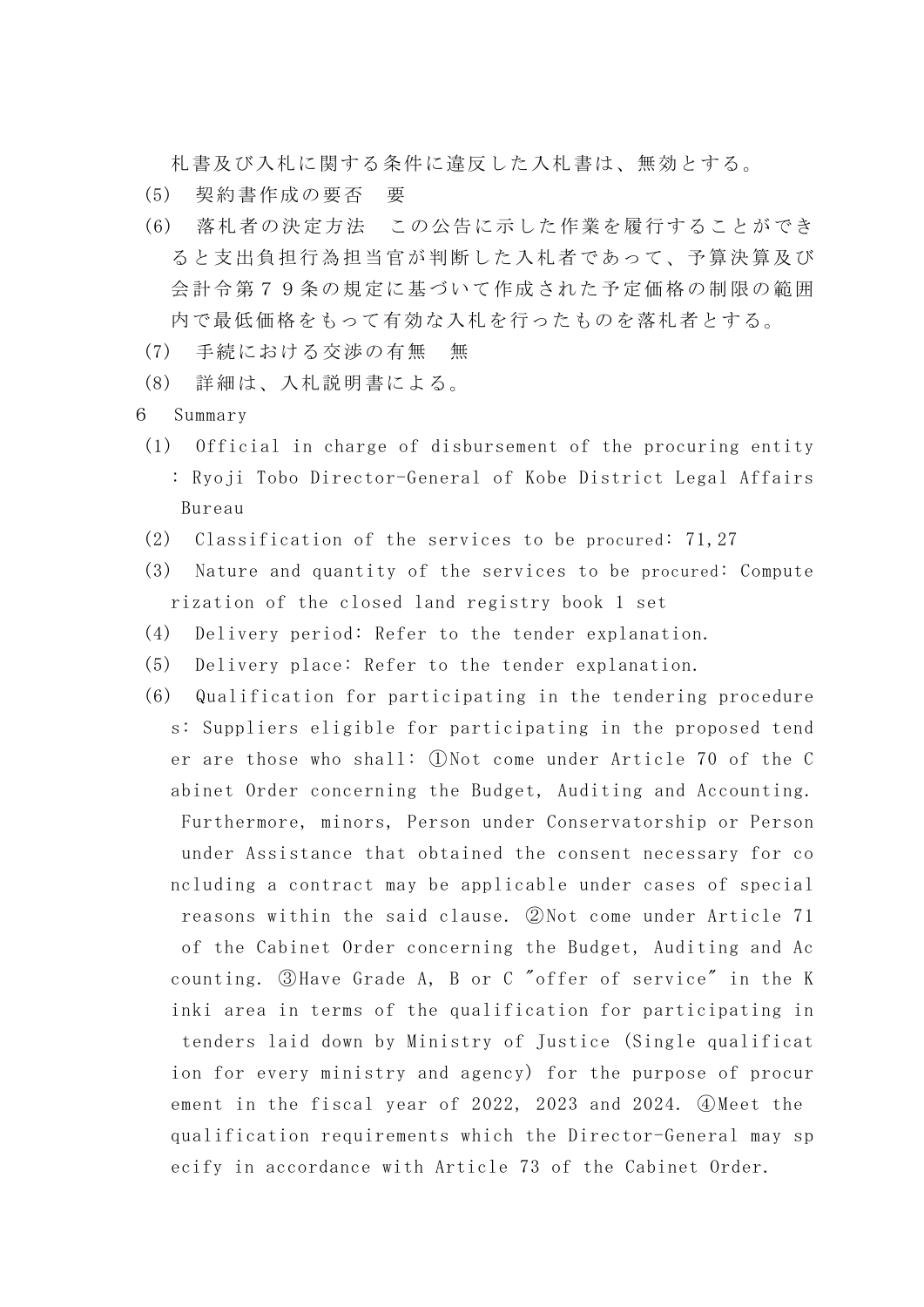札書及び入札に関する条件に違反した入札書は、無効とする。

(5)　契約書作成の要否　要

(6)　落札者の決定方法　この公告に示した作業を履行することができると支出負担行為担当官が判断した入札者であって、予算決算及び会計令第７９条の規定に基づいて作成された予定価格の制限の範囲内で最低価格をもって有効な入札を行ったものを落札者とする。

(7)　手続における交渉の有無　無

(8)　詳細は、入札説明書による。

6　Summary

(1)　Official in charge of disbursement of the procuring entity : Ryoji Tobo Director-General of Kobe District Legal Affairs Bureau

(2)　Classification of the services to be procured: 71,27

(3)　Nature and quantity of the services to be procured: Computerization of the closed land registry book 1 set

(4)　Delivery period: Refer to the tender explanation.

(5)　Delivery place: Refer to the tender explanation.

(6)　Qualification for participating in the tendering procedures: Suppliers eligible for participating in the proposed tender are those who shall: ①Not come under Article 70 of the Cabinet Order concerning the Budget, Auditing and Accounting. Furthermore, minors, Person under Conservatorship or Person under Assistance that obtained the consent necessary for concluding a contract may be applicable under cases of special reasons within the said clause. ②Not come under Article 71 of the Cabinet Order concerning the Budget, Auditing and Accounting. ③Have Grade A, B or C "offer of service" in the Kinki area in terms of the qualification for participating in tenders laid down by Ministry of Justice (Single qualification for every ministry and agency) for the purpose of procurement in the fiscal year of 2022, 2023 and 2024. ④Meet the qualification requirements which the Director-General may specify in accordance with Article 73 of the Cabinet Order.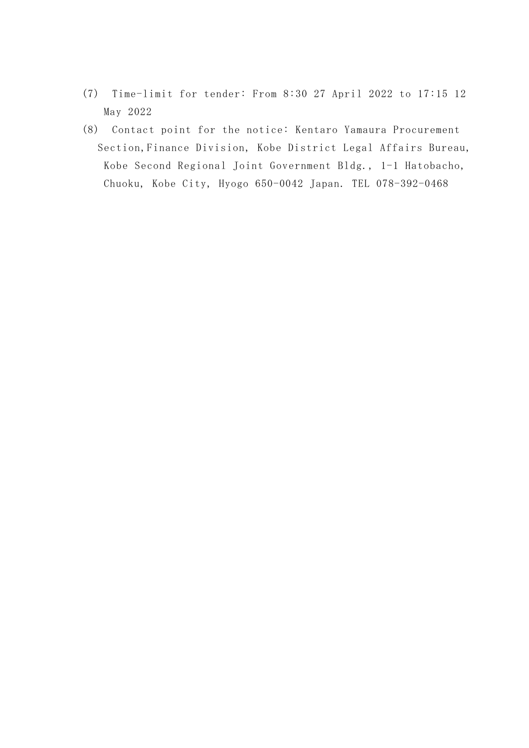(7) Time-limit for tender: From 8:30 27 April 2022 to 17:15 12 May 2022

(8) Contact point for the notice: Kentaro Yamaura Procurement Section,Finance Division, Kobe District Legal Affairs Bureau, Kobe Second Regional Joint Government Bldg., 1-1 Hatobacho, Chuoku, Kobe City, Hyogo 650-0042 Japan. TEL 078-392-0468